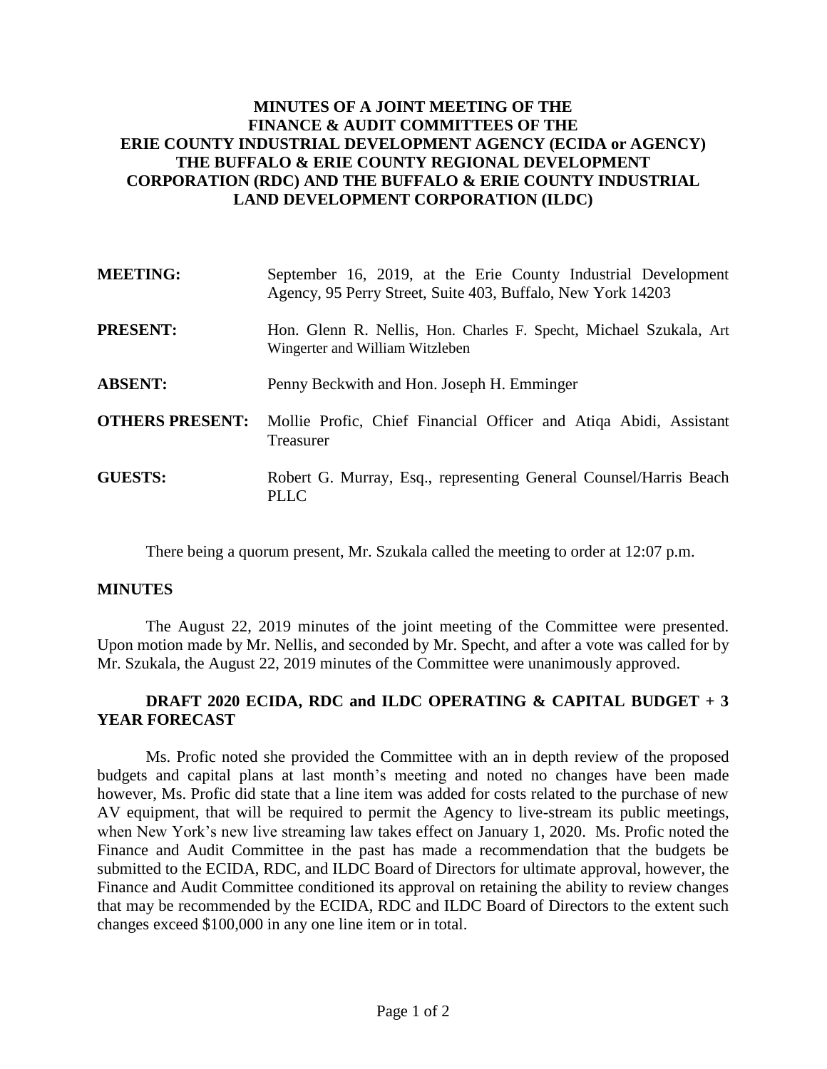**MINUTES OF A JOINT MEETING OF THE FINANCE & AUDIT COMMITTEES OF THE ERIE COUNTY INDUSTRIAL DEVELOPMENT AGENCY (ECIDA or AGENCY) THE BUFFALO & ERIE COUNTY REGIONAL DEVELOPMENT CORPORATION (RDC) AND THE BUFFALO & ERIE COUNTY INDUSTRIAL LAND DEVELOPMENT CORPORATION (ILDC)**

**MEETING:** September 16, 2019, at the Erie County Industrial Development Agency, 95 Perry Street, Suite 403, Buffalo, New York 14203

**PRESENT:** Hon. Glenn R. Nellis, Hon. Charles F. Specht, Michael Szukala, Art Wingerter and William Witzleben

**ABSENT:** Penny Beckwith and Hon. Joseph H. Emminger

**OTHERS PRESENT:** Mollie Profic, Chief Financial Officer and Atiqa Abidi, Assistant Treasurer

**GUESTS:** Robert G. Murray, Esq., representing General Counsel/Harris Beach PLLC

There being a quorum present, Mr. Szukala called the meeting to order at 12:07 p.m.

## MINUTES

The August 22, 2019 minutes of the joint meeting of the Committee were presented. Upon motion made by Mr. Nellis, and seconded by Mr. Specht, and after a vote was called for by Mr. Szukala, the August 22, 2019 minutes of the Committee were unanimously approved.

## DRAFT 2020 ECIDA, RDC and ILDC OPERATING & CAPITAL BUDGET + 3 YEAR FORECAST

Ms. Profic noted she provided the Committee with an in depth review of the proposed budgets and capital plans at last month's meeting and noted no changes have been made however, Ms. Profic did state that a line item was added for costs related to the purchase of new AV equipment, that will be required to permit the Agency to live-stream its public meetings, when New York's new live streaming law takes effect on January 1, 2020. Ms. Profic noted the Finance and Audit Committee in the past has made a recommendation that the budgets be submitted to the ECIDA, RDC, and ILDC Board of Directors for ultimate approval, however, the Finance and Audit Committee conditioned its approval on retaining the ability to review changes that may be recommended by the ECIDA, RDC and ILDC Board of Directors to the extent such changes exceed $100,000 in any one line item or in total.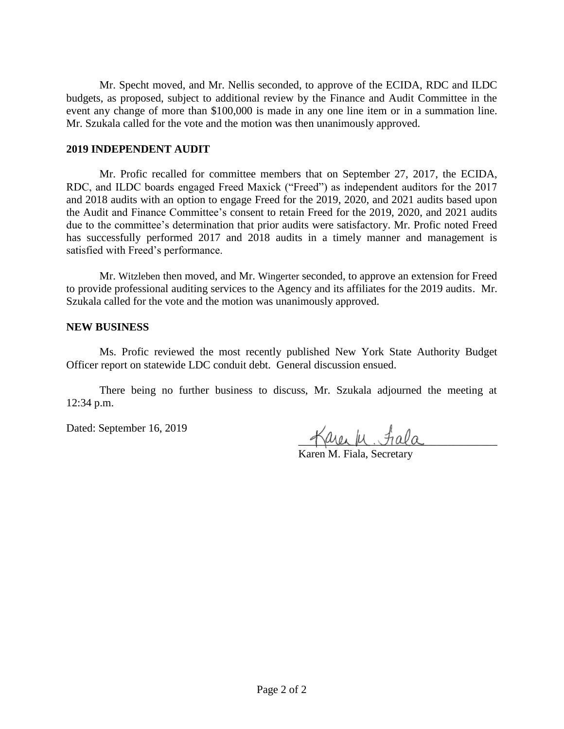Mr. Specht moved, and Mr. Nellis seconded, to approve of the ECIDA, RDC and ILDC budgets, as proposed, subject to additional review by the Finance and Audit Committee in the event any change of more than $100,000 is made in any one line item or in a summation line. Mr. Szukala called for the vote and the motion was then unanimously approved.

**2019 INDEPENDENT AUDIT**

Mr. Profic recalled for committee members that on September 27, 2017, the ECIDA, RDC, and ILDC boards engaged Freed Maxick ("Freed") as independent auditors for the 2017 and 2018 audits with an option to engage Freed for the 2019, 2020, and 2021 audits based upon the Audit and Finance Committee's consent to retain Freed for the 2019, 2020, and 2021 audits due to the committee's determination that prior audits were satisfactory. Mr. Profic noted Freed has successfully performed 2017 and 2018 audits in a timely manner and management is satisfied with Freed's performance.

Mr. Witzleben then moved, and Mr. Wingerter seconded, to approve an extension for Freed to provide professional auditing services to the Agency and its affiliates for the 2019 audits. Mr. Szukala called for the vote and the motion was unanimously approved.

**NEW BUSINESS**

Ms. Profic reviewed the most recently published New York State Authority Budget Officer report on statewide LDC conduit debt. General discussion ensued.

There being no further business to discuss, Mr. Szukala adjourned the meeting at 12:34 p.m.

Dated: September 16, 2019

Karen M. Fiala

Karen M. Fiala, Secretary